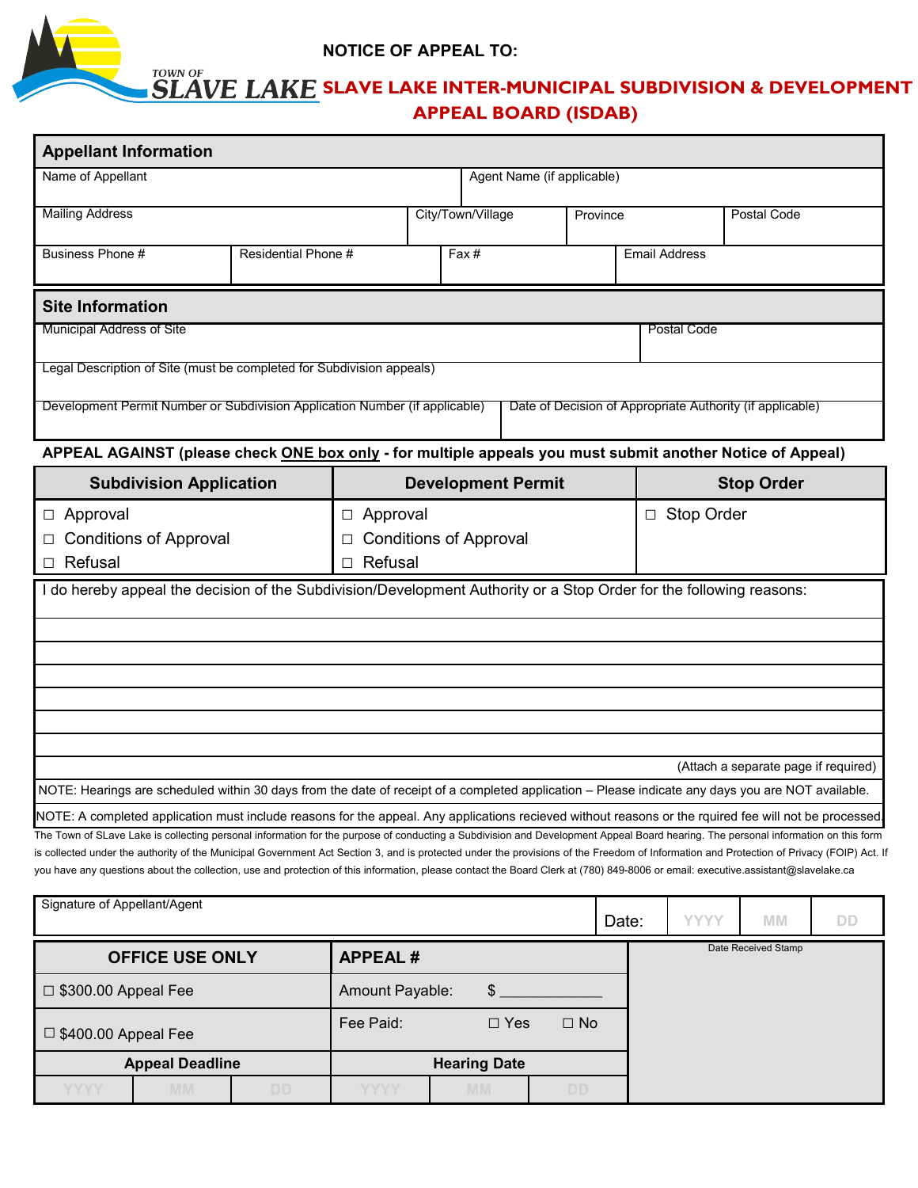**NOTICE OF APPEAL TO:**

TOWN OF SLAVE LAKE

# SLAVE LAKE INTER-MUNICIPAL SUBDIVISION & DEVELOPMENT APPEAL BOARD (ISDAB)

## Appellant Information

| Name of Appellant | | Agent Name (if applicable) | |
|---|---|---|---|
| Mailing Address | City/Town/Village | Province | Postal Code |
| Business Phone # | Residential Phone # | Fax # | Email Address |

## Site Information

| Municipal Address of Site | Postal Code |
|---|---|
| Legal Description of Site (must be completed for Subdivision appeals) | |
| Development Permit Number or Subdivision Application Number (if applicable) | Date of Decision of Appropriate Authority (if applicable) |

**APPEAL AGAINST (please check ONE box only - for multiple appeals you must submit another Notice of Appeal)**

| Subdivision Application | Development Permit | Stop Order |
|---|---|---|
| ☐ Approval | ☐ Approval | ☐ Stop Order |
| ☐ Conditions of Approval | ☐ Conditions of Approval | |
| ☐ Refusal | ☐ Refusal | |

I do hereby appeal the decision of the Subdivision/Development Authority or a Stop Order for the following reasons:

(Attach a separate page if required)

NOTE: Hearings are scheduled within 30 days from the date of receipt of a completed application – Please indicate any days you are NOT available.

NOTE: A completed application must include reasons for the appeal. Any applications recieved without reasons or the rquired fee will not be processed.

The Town of SLave Lake is collecting personal information for the purpose of conducting a Subdivision and Development Appeal Board hearing. The personal information on this form is collected under the authority of the Municipal Government Act Section 3, and is protected under the provisions of the Freedom of Information and Protection of Privacy (FOIP) Act. If you have any questions about the collection, use and protection of this information, please contact the Board Clerk at (780) 849-8006 or email: executive.assistant@slavelake.ca

| Signature of Appellant/Agent | Date: | YYYY | MM | DD |
|---|---|---|---|---|

| OFFICE USE ONLY | APPEAL # | Date Received Stamp |
|---|---|---|
| ☐ $300.00 Appeal Fee | Amount Payable: $ _____________ | |
| ☐ $400.00 Appeal Fee | Fee Paid: ☐ Yes ☐ No | |
| **Appeal Deadline** | **Hearing Date** | |
| YYYY / MM / DD | YYYY / MM / DD | |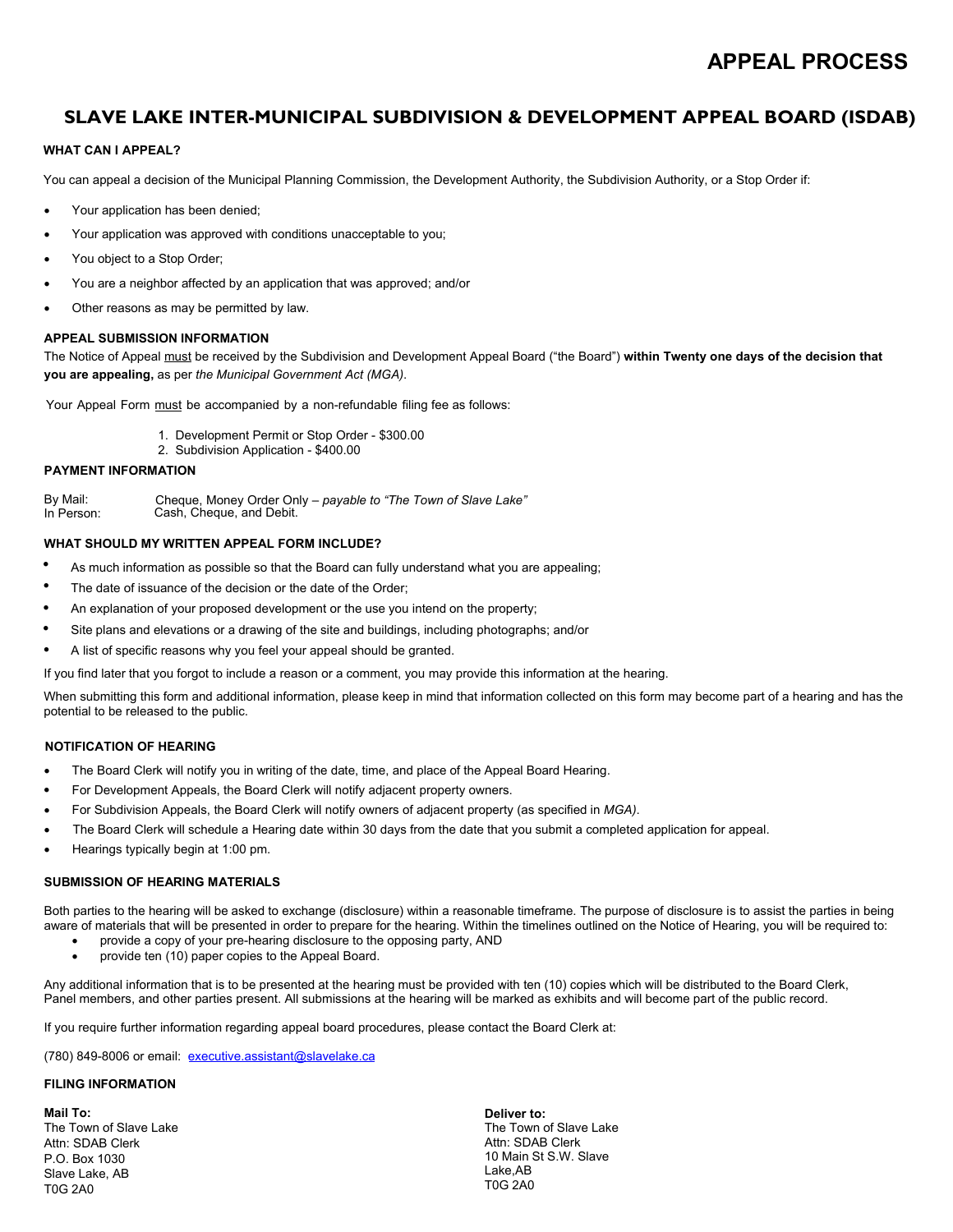# APPEAL PROCESS

## SLAVE LAKE INTER-MUNICIPAL SUBDIVISION & DEVELOPMENT APPEAL BOARD (ISDAB)

### WHAT CAN I APPEAL?

You can appeal a decision of the Municipal Planning Commission, the Development Authority, the Subdivision Authority, or a Stop Order if:

- Your application has been denied;
- Your application was approved with conditions unacceptable to you;
- You object to a Stop Order;
- You are a neighbor affected by an application that was approved; and/or
- Other reasons as may be permitted by law.

### APPEAL SUBMISSION INFORMATION

The Notice of Appeal must be received by the Subdivision and Development Appeal Board ("the Board") **within Twenty one days of the decision that you are appealing,** as per *the Municipal Government Act (MGA)*.

Your Appeal Form must be accompanied by a non-refundable filing fee as follows:

1. Development Permit or Stop Order - $300.00
2. Subdivision Application - $400.00

### PAYMENT INFORMATION

By Mail: Cheque, Money Order Only – *payable to "The Town of Slave Lake"*
In Person: Cash, Cheque, and Debit.

### WHAT SHOULD MY WRITTEN APPEAL FORM INCLUDE?

- As much information as possible so that the Board can fully understand what you are appealing;
- The date of issuance of the decision or the date of the Order;
- An explanation of your proposed development or the use you intend on the property;
- Site plans and elevations or a drawing of the site and buildings, including photographs; and/or
- A list of specific reasons why you feel your appeal should be granted.

If you find later that you forgot to include a reason or a comment, you may provide this information at the hearing.

When submitting this form and additional information, please keep in mind that information collected on this form may become part of a hearing and has the potential to be released to the public.

### NOTIFICATION OF HEARING

- The Board Clerk will notify you in writing of the date, time, and place of the Appeal Board Hearing.
- For Development Appeals, the Board Clerk will notify adjacent property owners.
- For Subdivision Appeals, the Board Clerk will notify owners of adjacent property (as specified in *MGA)*.
- The Board Clerk will schedule a Hearing date within 30 days from the date that you submit a completed application for appeal.
- Hearings typically begin at 1:00 pm.

### SUBMISSION OF HEARING MATERIALS

Both parties to the hearing will be asked to exchange (disclosure) within a reasonable timeframe. The purpose of disclosure is to assist the parties in being aware of materials that will be presented in order to prepare for the hearing. Within the timelines outlined on the Notice of Hearing, you will be required to:

- provide a copy of your pre-hearing disclosure to the opposing party, AND
- provide ten (10) paper copies to the Appeal Board.

Any additional information that is to be presented at the hearing must be provided with ten (10) copies which will be distributed to the Board Clerk, Panel members, and other parties present. All submissions at the hearing will be marked as exhibits and will become part of the public record.

If you require further information regarding appeal board procedures, please contact the Board Clerk at:

(780) 849-8006 or email: executive.assistant@slavelake.ca

### FILING INFORMATION

**Mail To:**
The Town of Slave Lake
Attn: SDAB Clerk
P.O. Box 1030
Slave Lake, AB
T0G 2A0

**Deliver to:**
The Town of Slave Lake
Attn: SDAB Clerk
10 Main St S.W. Slave Lake,AB
T0G 2A0